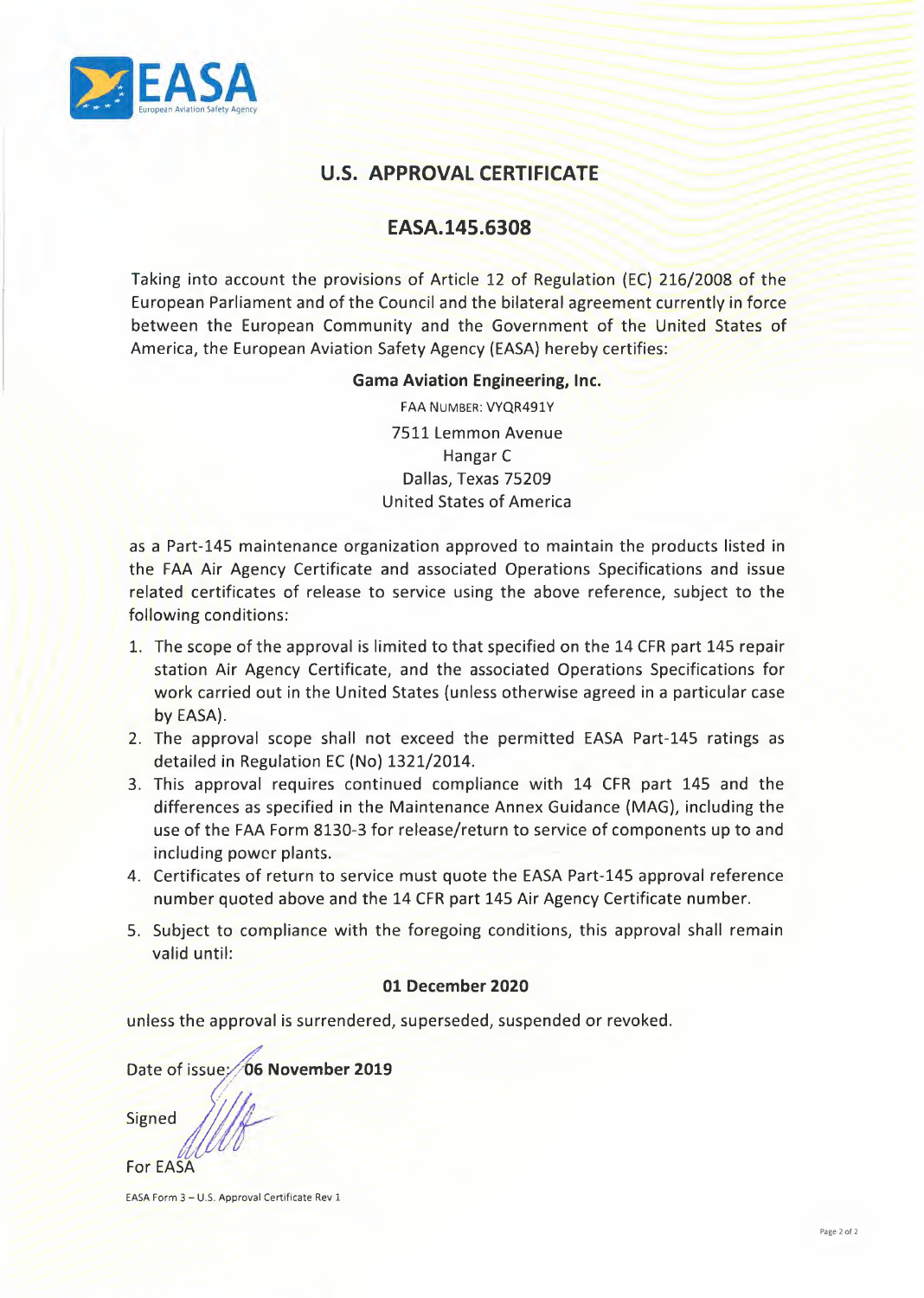EASA
European Aviation Safety Agency

# U.S. APPROVAL CERTIFICATE

## EASA.145.6308

Taking into account the provisions of Article 12 of Regulation (EC) 216/2008 of the European Parliament and of the Council and the bilateral agreement currently in force between the European Community and the Government of the United States of America, the European Aviation Safety Agency (EASA) hereby certifies:

**Gama Aviation Engineering, Inc.**

FAA NUMBER: VYQR491Y

7511 Lemmon Avenue
Hangar C
Dallas, Texas 75209
United States of America

as a Part-145 maintenance organization approved to maintain the products listed in the FAA Air Agency Certificate and associated Operations Specifications and issue related certificates of release to service using the above reference, subject to the following conditions:

1. The scope of the approval is limited to that specified on the 14 CFR part 145 repair station Air Agency Certificate, and the associated Operations Specifications for work carried out in the United States (unless otherwise agreed in a particular case by EASA).
2. The approval scope shall not exceed the permitted EASA Part-145 ratings as detailed in Regulation EC (No) 1321/2014.
3. This approval requires continued compliance with 14 CFR part 145 and the differences as specified in the Maintenance Annex Guidance (MAG), including the use of the FAA Form 8130-3 for release/return to service of components up to and including power plants.
4. Certificates of return to service must quote the EASA Part-145 approval reference number quoted above and the 14 CFR part 145 Air Agency Certificate number.
5. Subject to compliance with the foregoing conditions, this approval shall remain valid until:

**01 December 2020**

unless the approval is surrendered, superseded, suspended or revoked.

Date of issue: **06 November 2019**

Signed

For EASA

EASA Form 3 – U.S. Approval Certificate Rev 1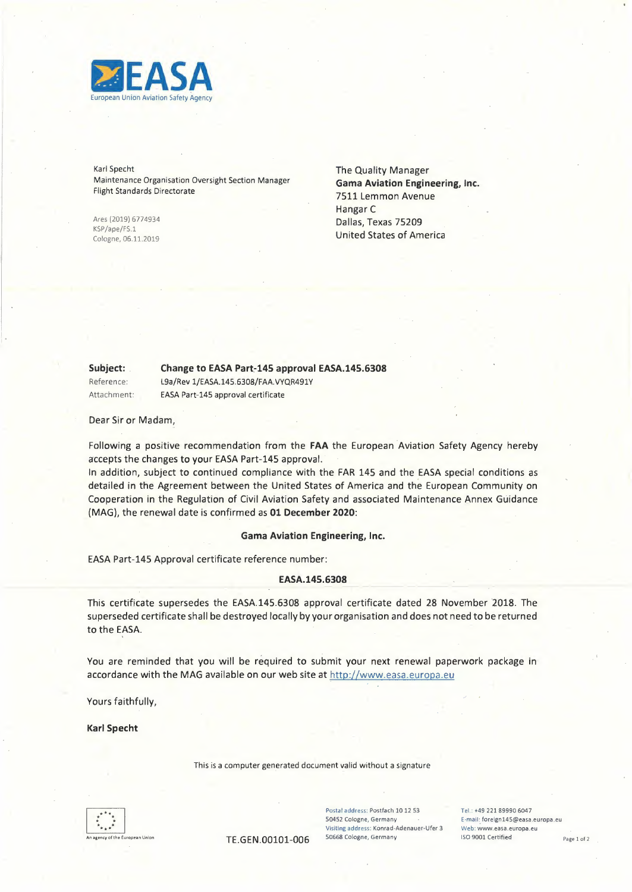Karl Specht
Maintenance Organisation Oversight Section Manager
Flight Standards Directorate

Ares (2019) 6774934
KSP/ape/FS.1
Cologne, 06.11.2019

The Quality Manager
**Gama Aviation Engineering, Inc.**
7511 Lemmon Avenue
Hangar C
Dallas, Texas 75209
United States of America

| | |
|---|---|
| **Subject:** | **Change to EASA Part-145 approval EASA.145.6308** |
| Reference: | L9a/Rev 1/EASA.145.6308/FAA.VYQR491Y |
| Attachment: | EASA Part-145 approval certificate |

Dear Sir or Madam,

Following a positive recommendation from the **FAA** the European Aviation Safety Agency hereby accepts the changes to your EASA Part-145 approval.
In addition, subject to continued compliance with the FAR 145 and the EASA special conditions as detailed in the Agreement between the United States of America and the European Community on Cooperation in the Regulation of Civil Aviation Safety and associated Maintenance Annex Guidance (MAG), the renewal date is confirmed as **01 December 2020**:

**Gama Aviation Engineering, Inc.**

EASA Part-145 Approval certificate reference number:

**EASA.145.6308**

This certificate supersedes the EASA.145.6308 approval certificate dated 28 November 2018. The superseded certificate shall be destroyed locally by your organisation and does not need to be returned to the EASA.

You are reminded that you will be required to submit your next renewal paperwork package in accordance with the MAG available on our web site at http://www.easa.europa.eu

Yours faithfully,

**Karl Specht**

This is a computer generated document valid without a signature

TE.GEN.00101-006

Postal address: Postfach 10 12 53
50452 Cologne, Germany
Visiting address: Konrad-Adenauer-Ufer 3
50668 Cologne, Germany

Tel.: +49 221 89990 6047
E-mail: foreign145@easa.europa.eu
Web: www.easa.europa.eu
ISO 9001 Certified